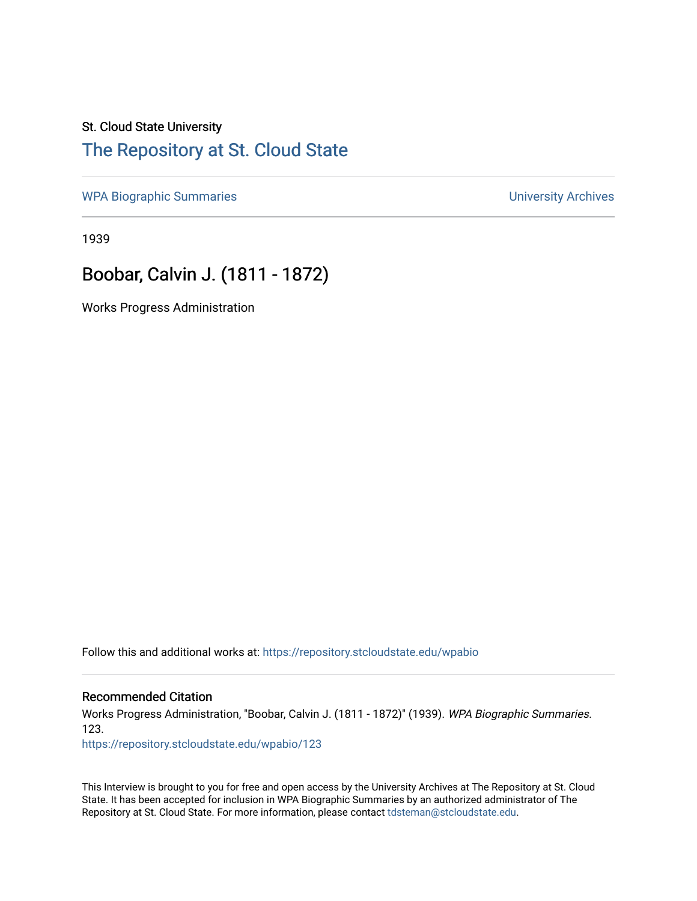St. Cloud State University

# The Repository at St. Cloud State

WPA Biographic Summaries

University Archives

1939

## Boobar, Calvin J. (1811 - 1872)

Works Progress Administration

Follow this and additional works at: https://repository.stcloudstate.edu/wpabio

### Recommended Citation

Works Progress Administration, "Boobar, Calvin J. (1811 - 1872)" (1939). *WPA Biographic Summaries*. 123.
https://repository.stcloudstate.edu/wpabio/123

This Interview is brought to you for free and open access by the University Archives at The Repository at St. Cloud State. It has been accepted for inclusion in WPA Biographic Summaries by an authorized administrator of The Repository at St. Cloud State. For more information, please contact tdsteman@stcloudstate.edu.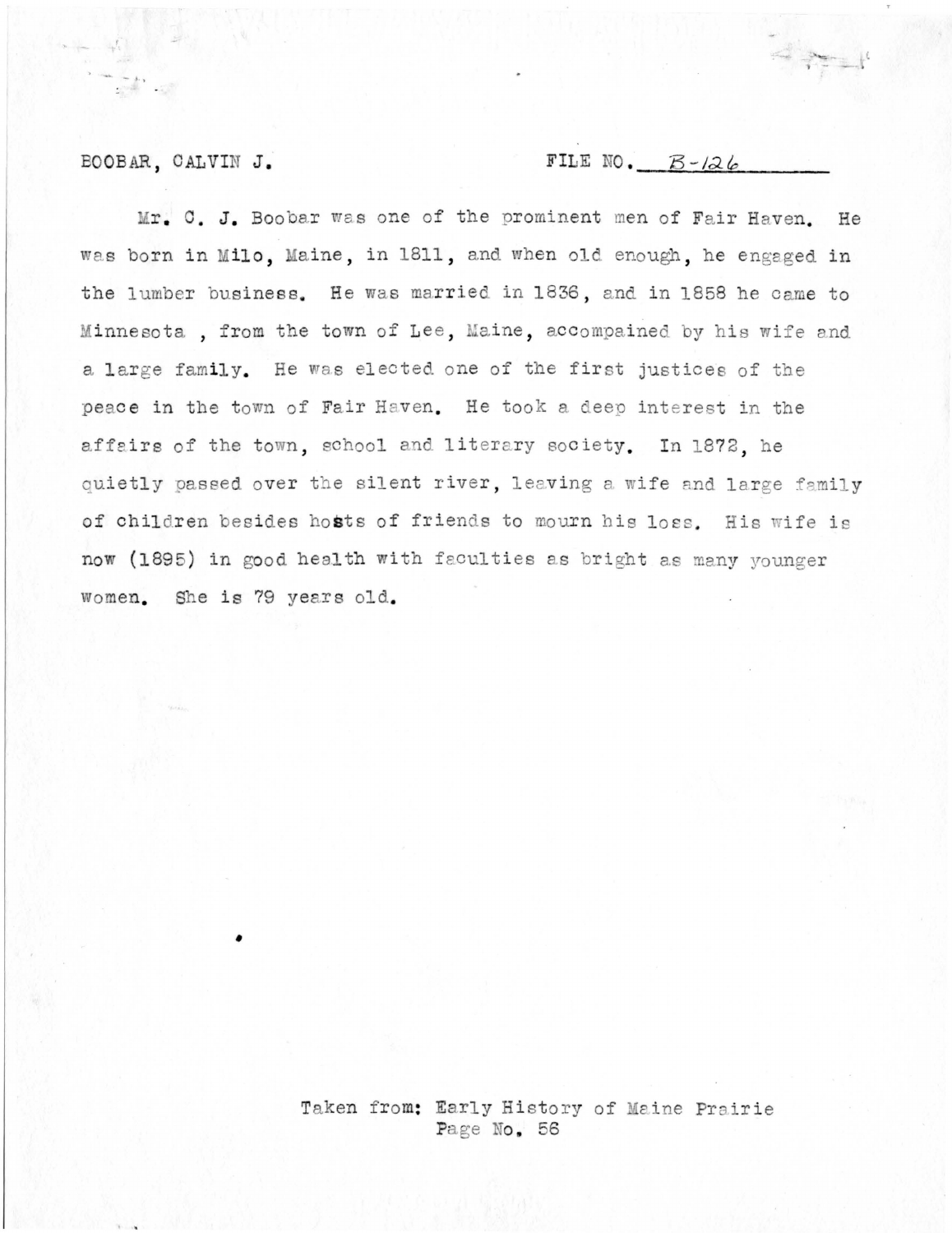BOOBAR, CALVIN J. FILE NO. B-126

Mr. C. J. Boobar was one of the prominent men of Fair Haven. He was born in Milo, Maine, in 1811, and when old enough, he engaged in the lumber business. He was married in 1836, and in 1858 he came to Minnesota , from the town of Lee, Maine, accompained by his wife and a large family. He was elected one of the first justices of the peace in the town of Fair Haven. He took a deep interest in the affairs of the town, school and literary society. In 1872, he quietly passed over the silent river, leaving a wife and large family of children besides hosts of friends to mourn his loss. His wife is now (1895) in good health with faculties as bright as many younger women. She is 79 years old.

Taken from: Early History of Maine Prairie
Page No. 56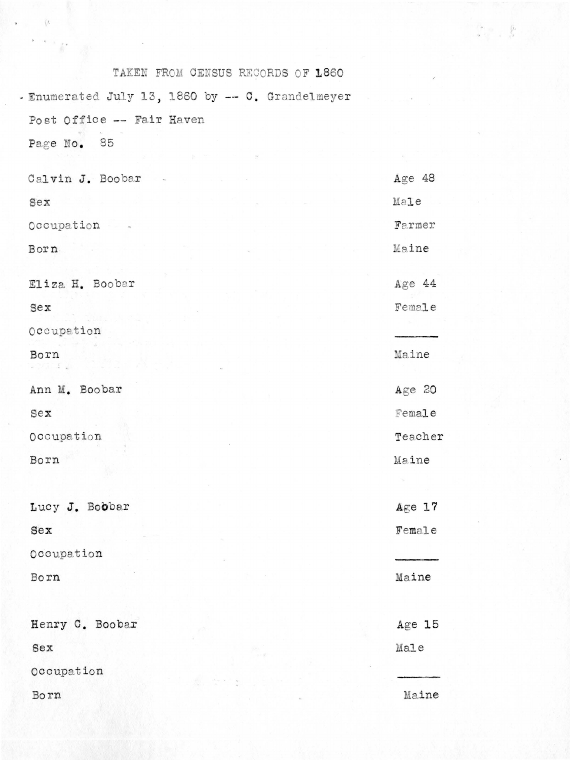TAKEN FROM CENSUS RECORDS OF 1860

Enumerated July 13, 1860 by -- C. Grandelmeyer

Post Office -- Fair Haven

Page No. 85

| | |
|---|---|
| Calvin J. Boobar | Age 48 |
| Sex | Male |
| Occupation | Farmer |
| Born | Maine |
| | |
| Eliza H. Boobar | Age 44 |
| Sex | Female |
| Occupation | ______ |
| Born | Maine |
| | |
| Ann M. Boobar | Age 20 |
| Sex | Female |
| Occupation | Teacher |
| Born | Maine |
| | |
| Lucy J. Bobbar | Age 17 |
| Sex | Female |
| Occupation | ______ |
| Born | Maine |
| | |
| Henry C. Boobar | Age 15 |
| Sex | Male |
| Occupation | ______ |
| Born | Maine |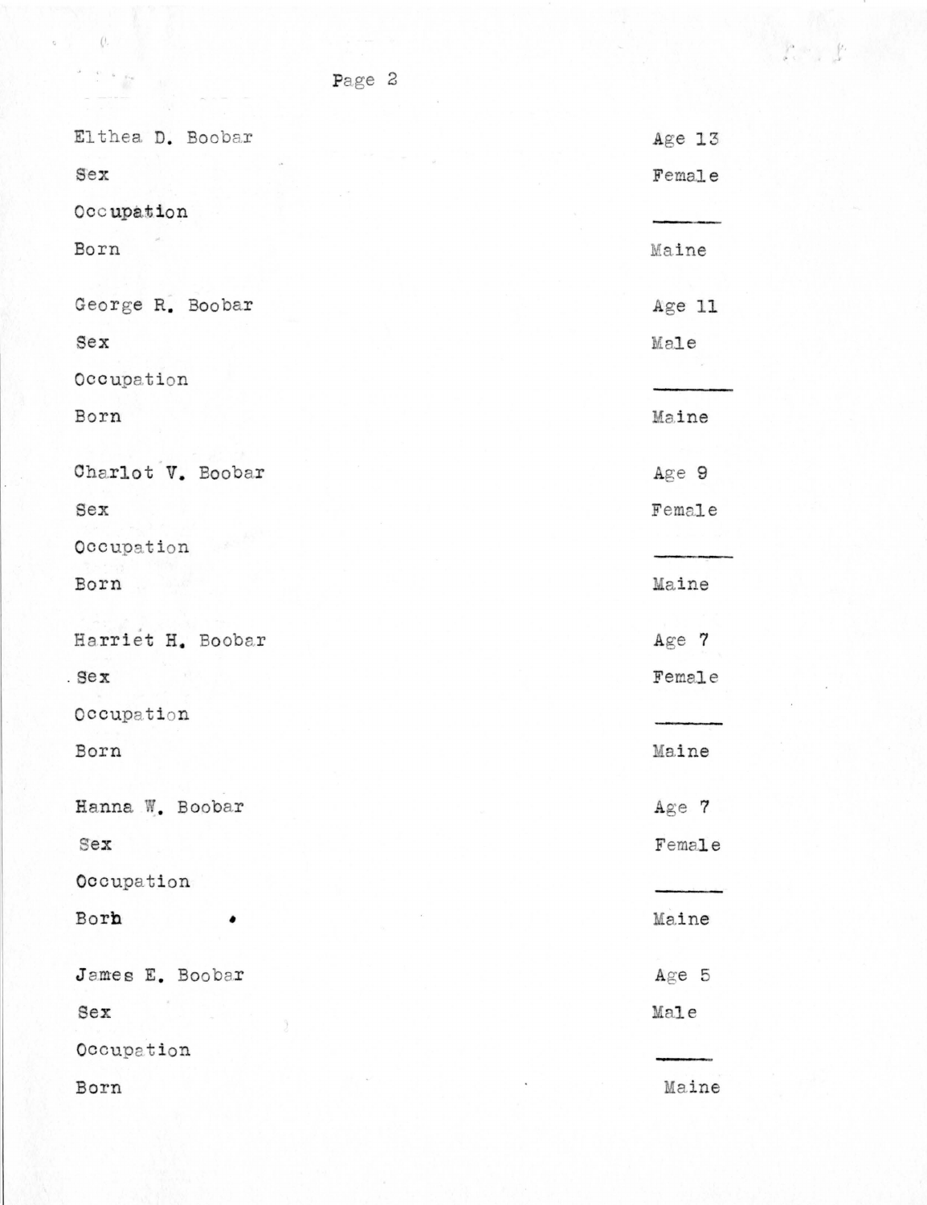| | |
|---|---|
| Elthea D. Boobar | Age 13 |
| Sex | Female |
| Occupation | ——— |
| Born | Maine |
| George R. Boobar | Age 11 |
| Sex | Male |
| Occupation | ——— |
| Born | Maine |
| Charlot V. Boobar | Age 9 |
| Sex | Female |
| Occupation | ——— |
| Born | Maine |
| Harriet H. Boobar | Age 7 |
| Sex | Female |
| Occupation | ——— |
| Born | Maine |
| Hanna W. Boobar | Age 7 |
| Sex | Female |
| Occupation | ——— |
| Born | Maine |
| James E. Boobar | Age 5 |
| Sex | Male |
| Occupation | ——— |
| Born | Maine |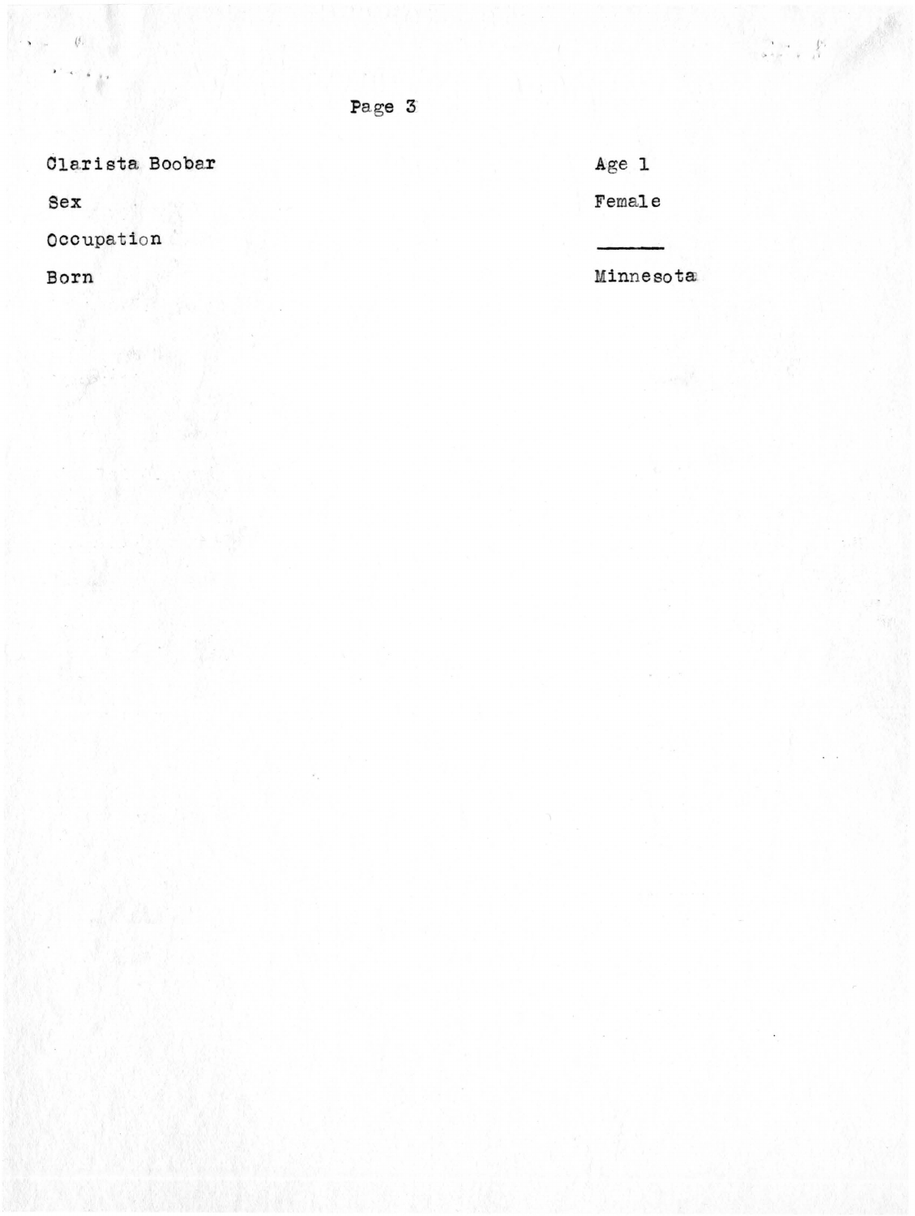| | |
|---|---|
| Clarista Boobar | Age 1 |
| Sex | Female |
| Occupation | ______ |
| Born | Minnesota |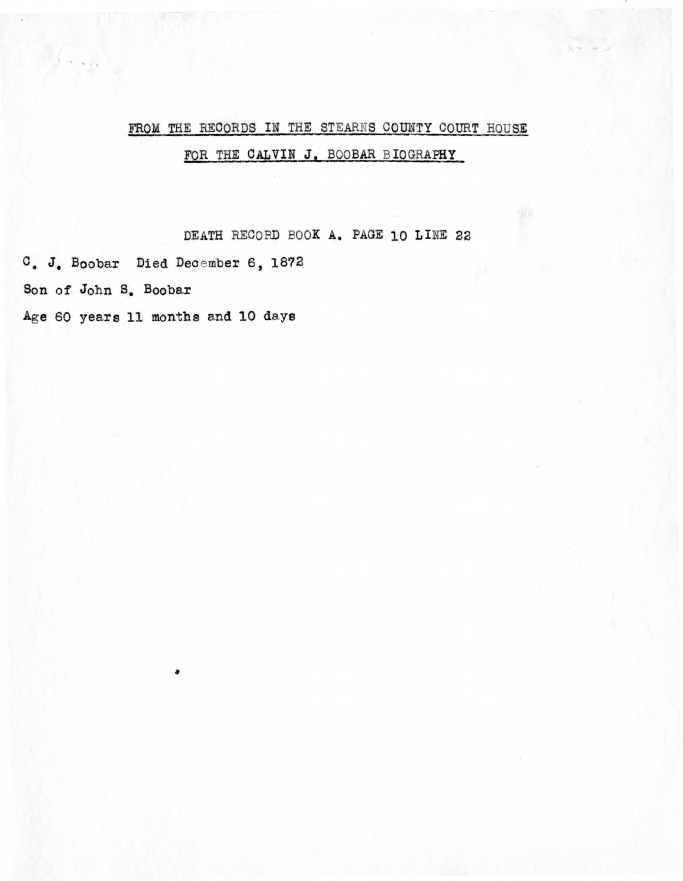## FROM THE RECORDS IN THE STEARNS COUNTY COURT HOUSE

## FOR THE CALVIN J. BOOBAR BIOGRAPHY

DEATH RECORD BOOK A. PAGE 10 LINE 22

C. J. Boobar Died December 6, 1872

Son of John S. Boobar

Age 60 years 11 months and 10 days